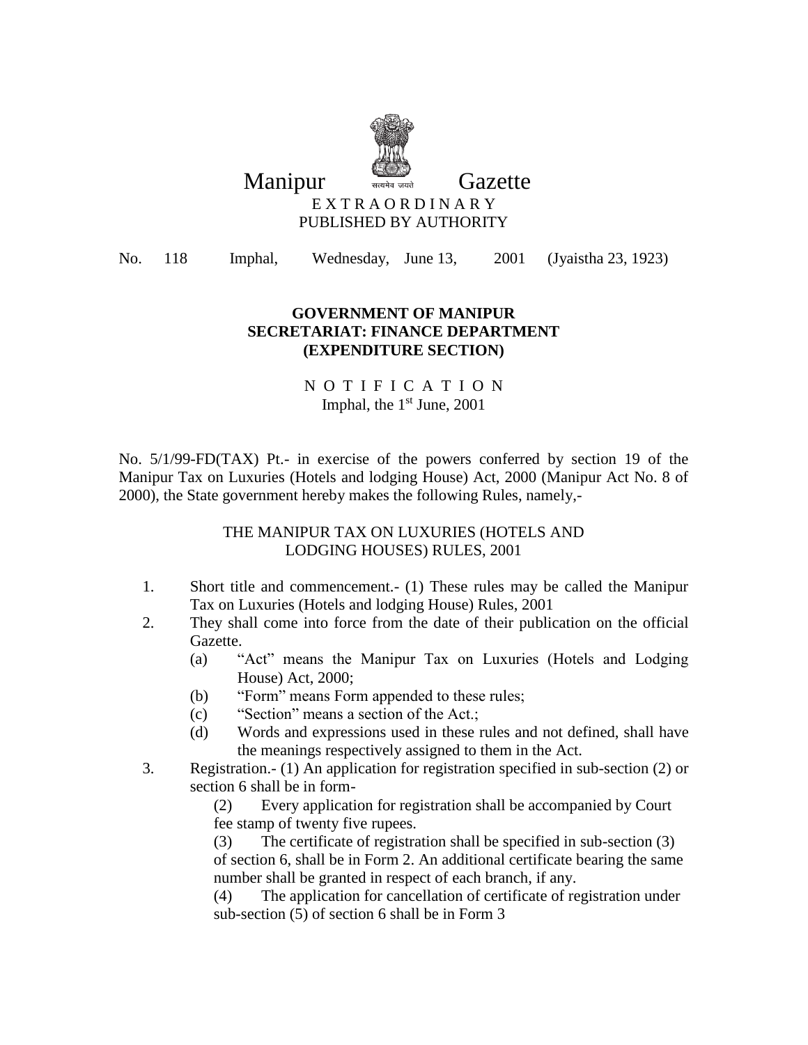# Manipur Gazette

EXTRAORDINARY

PUBLISHED BY AUTHORITY

No. 118 Imphal, Wednesday, June 13, 2001 (Jyaistha 23, 1923)

## GOVERNMENT OF MANIPUR
## SECRETARIAT: FINANCE DEPARTMENT
## (EXPENDITURE SECTION)

NOTIFICATION

Imphal, the 1st June, 2001

No. 5/1/99-FD(TAX) Pt.- in exercise of the powers conferred by section 19 of the Manipur Tax on Luxuries (Hotels and lodging House) Act, 2000 (Manipur Act No. 8 of 2000), the State government hereby makes the following Rules, namely,-

### THE MANIPUR TAX ON LUXURIES (HOTELS AND LODGING HOUSES) RULES, 2001

1. Short title and commencement.- (1) These rules may be called the Manipur Tax on Luxuries (Hotels and lodging House) Rules, 2001
2. They shall come into force from the date of their publication on the official Gazette.
   - (a) "Act" means the Manipur Tax on Luxuries (Hotels and Lodging House) Act, 2000;
   - (b) "Form" means Form appended to these rules;
   - (c) "Section" means a section of the Act.;
   - (d) Words and expressions used in these rules and not defined, shall have the meanings respectively assigned to them in the Act.
3. Registration.- (1) An application for registration specified in sub-section (2) or section 6 shall be in form-

   (2) Every application for registration shall be accompanied by Court fee stamp of twenty five rupees.

   (3) The certificate of registration shall be specified in sub-section (3) of section 6, shall be in Form 2. An additional certificate bearing the same number shall be granted in respect of each branch, if any.

   (4) The application for cancellation of certificate of registration under sub-section (5) of section 6 shall be in Form 3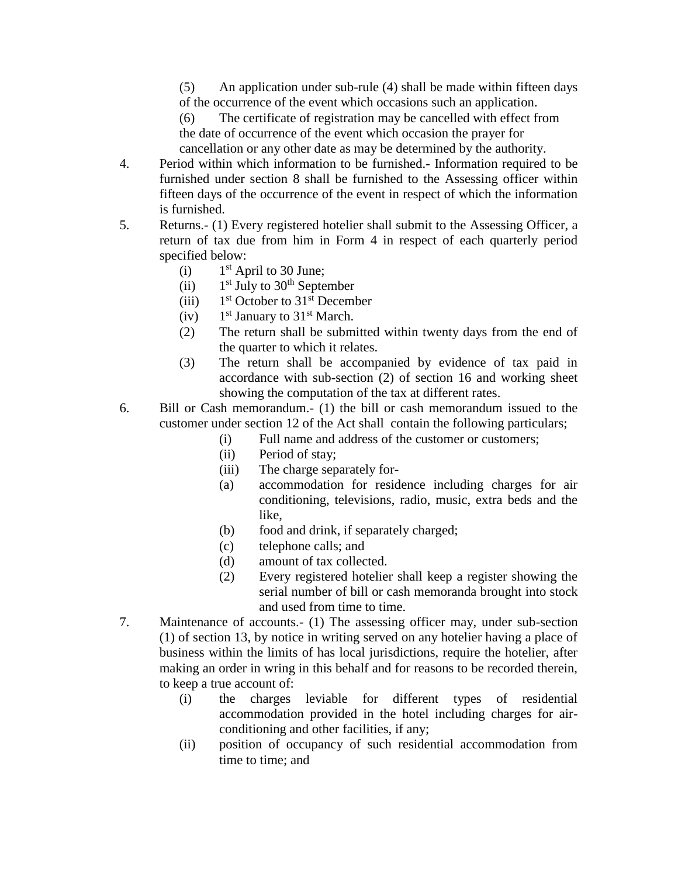(5) An application under sub-rule (4) shall be made within fifteen days of the occurrence of the event which occasions such an application.

(6) The certificate of registration may be cancelled with effect from the date of occurrence of the event which occasion the prayer for cancellation or any other date as may be determined by the authority.

4. Period within which information to be furnished.- Information required to be furnished under section 8 shall be furnished to the Assessing officer within fifteen days of the occurrence of the event in respect of which the information is furnished.

5. Returns.- (1) Every registered hotelier shall submit to the Assessing Officer, a return of tax due from him in Form 4 in respect of each quarterly period specified below:

   (i) 1st April to 30 June;
   (ii) 1st July to 30th September
   (iii) 1st October to 31st December
   (iv) 1st January to 31st March.

   (2) The return shall be submitted within twenty days from the end of the quarter to which it relates.

   (3) The return shall be accompanied by evidence of tax paid in accordance with sub-section (2) of section 16 and working sheet showing the computation of the tax at different rates.

6. Bill or Cash memorandum.- (1) the bill or cash memorandum issued to the customer under section 12 of the Act shall contain the following particulars;

   (i) Full name and address of the customer or customers;
   (ii) Period of stay;
   (iii) The charge separately for-
   (a) accommodation for residence including charges for air conditioning, televisions, radio, music, extra beds and the like,
   (b) food and drink, if separately charged;
   (c) telephone calls; and
   (d) amount of tax collected.

   (2) Every registered hotelier shall keep a register showing the serial number of bill or cash memoranda brought into stock and used from time to time.

7. Maintenance of accounts.- (1) The assessing officer may, under sub-section (1) of section 13, by notice in writing served on any hotelier having a place of business within the limits of has local jurisdictions, require the hotelier, after making an order in wring in this behalf and for reasons to be recorded therein, to keep a true account of:

   (i) the charges leviable for different types of residential accommodation provided in the hotel including charges for air-conditioning and other facilities, if any;
   (ii) position of occupancy of such residential accommodation from time to time; and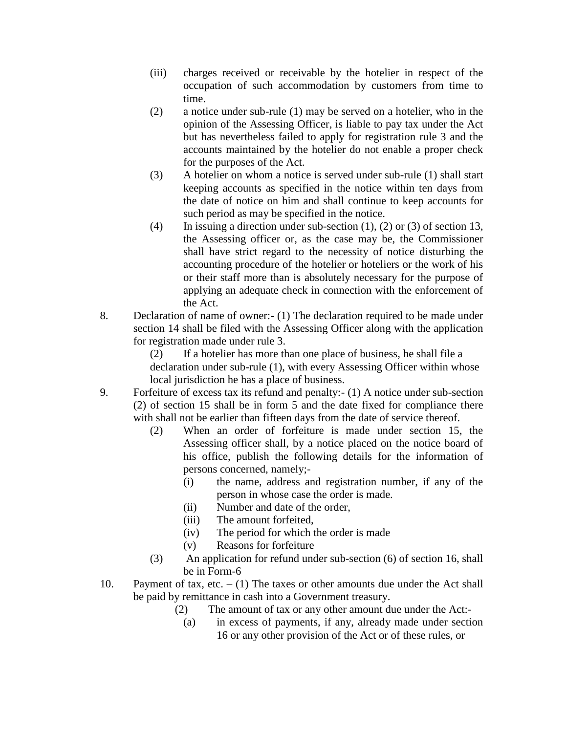(iii) charges received or receivable by the hotelier in respect of the occupation of such accommodation by customers from time to time.

(2) a notice under sub-rule (1) may be served on a hotelier, who in the opinion of the Assessing Officer, is liable to pay tax under the Act but has nevertheless failed to apply for registration rule 3 and the accounts maintained by the hotelier do not enable a proper check for the purposes of the Act.

(3) A hotelier on whom a notice is served under sub-rule (1) shall start keeping accounts as specified in the notice within ten days from the date of notice on him and shall continue to keep accounts for such period as may be specified in the notice.

(4) In issuing a direction under sub-section (1), (2) or (3) of section 13, the Assessing officer or, as the case may be, the Commissioner shall have strict regard to the necessity of notice disturbing the accounting procedure of the hotelier or hoteliers or the work of his or their staff more than is absolutely necessary for the purpose of applying an adequate check in connection with the enforcement of the Act.

8. Declaration of name of owner:- (1) The declaration required to be made under section 14 shall be filed with the Assessing Officer along with the application for registration made under rule 3.

(2) If a hotelier has more than one place of business, he shall file a declaration under sub-rule (1), with every Assessing Officer within whose local jurisdiction he has a place of business.

9. Forfeiture of excess tax its refund and penalty:- (1) A notice under sub-section (2) of section 15 shall be in form 5 and the date fixed for compliance there with shall not be earlier than fifteen days from the date of service thereof.

(2) When an order of forfeiture is made under section 15, the Assessing officer shall, by a notice placed on the notice board of his office, publish the following details for the information of persons concerned, namely;-

(i) the name, address and registration number, if any of the person in whose case the order is made.

(ii) Number and date of the order,

(iii) The amount forfeited,

(iv) The period for which the order is made

(v) Reasons for forfeiture

(3) An application for refund under sub-section (6) of section 16, shall be in Form-6

10. Payment of tax, etc. – (1) The taxes or other amounts due under the Act shall be paid by remittance in cash into a Government treasury.

(2) The amount of tax or any other amount due under the Act:-

(a) in excess of payments, if any, already made under section 16 or any other provision of the Act or of these rules, or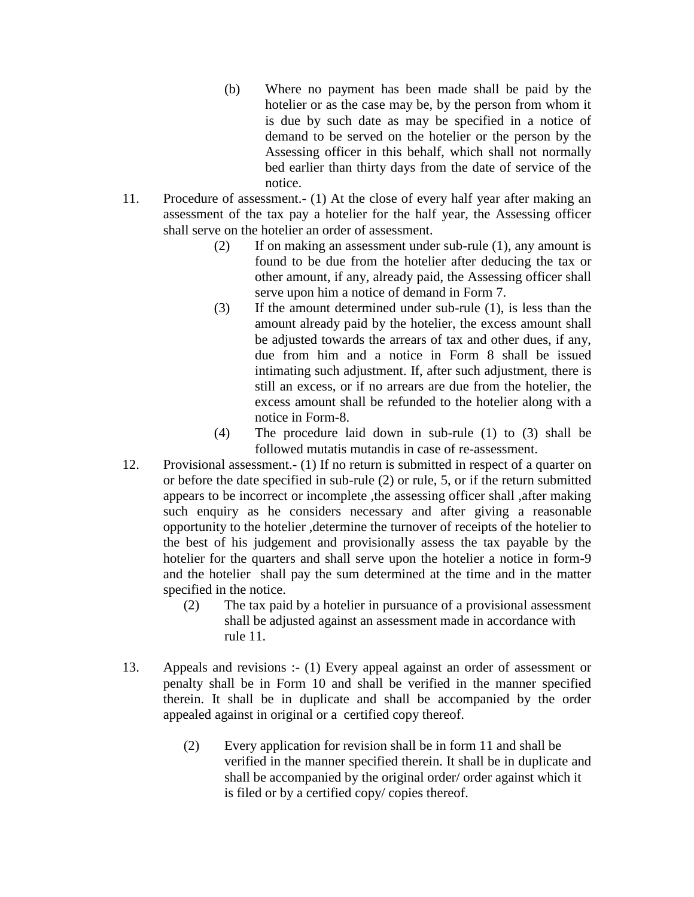(b) Where no payment has been made shall be paid by the hotelier or as the case may be, by the person from whom it is due by such date as may be specified in a notice of demand to be served on the hotelier or the person by the Assessing officer in this behalf, which shall not normally bed earlier than thirty days from the date of service of the notice.

11. Procedure of assessment.- (1) At the close of every half year after making an assessment of the tax pay a hotelier for the half year, the Assessing officer shall serve on the hotelier an order of assessment.

(2) If on making an assessment under sub-rule (1), any amount is found to be due from the hotelier after deducing the tax or other amount, if any, already paid, the Assessing officer shall serve upon him a notice of demand in Form 7.

(3) If the amount determined under sub-rule (1), is less than the amount already paid by the hotelier, the excess amount shall be adjusted towards the arrears of tax and other dues, if any, due from him and a notice in Form 8 shall be issued intimating such adjustment. If, after such adjustment, there is still an excess, or if no arrears are due from the hotelier, the excess amount shall be refunded to the hotelier along with a notice in Form-8.

(4) The procedure laid down in sub-rule (1) to (3) shall be followed mutatis mutandis in case of re-assessment.

12. Provisional assessment.- (1) If no return is submitted in respect of a quarter on or before the date specified in sub-rule (2) or rule, 5, or if the return submitted appears to be incorrect or incomplete ,the assessing officer shall ,after making such enquiry as he considers necessary and after giving a reasonable opportunity to the hotelier ,determine the turnover of receipts of the hotelier to the best of his judgement and provisionally assess the tax payable by the hotelier for the quarters and shall serve upon the hotelier a notice in form-9 and the hotelier shall pay the sum determined at the time and in the matter specified in the notice.

(2) The tax paid by a hotelier in pursuance of a provisional assessment shall be adjusted against an assessment made in accordance with rule 11.

13. Appeals and revisions :- (1) Every appeal against an order of assessment or penalty shall be in Form 10 and shall be verified in the manner specified therein. It shall be in duplicate and shall be accompanied by the order appealed against in original or a certified copy thereof.

(2) Every application for revision shall be in form 11 and shall be verified in the manner specified therein. It shall be in duplicate and shall be accompanied by the original order/ order against which it is filed or by a certified copy/ copies thereof.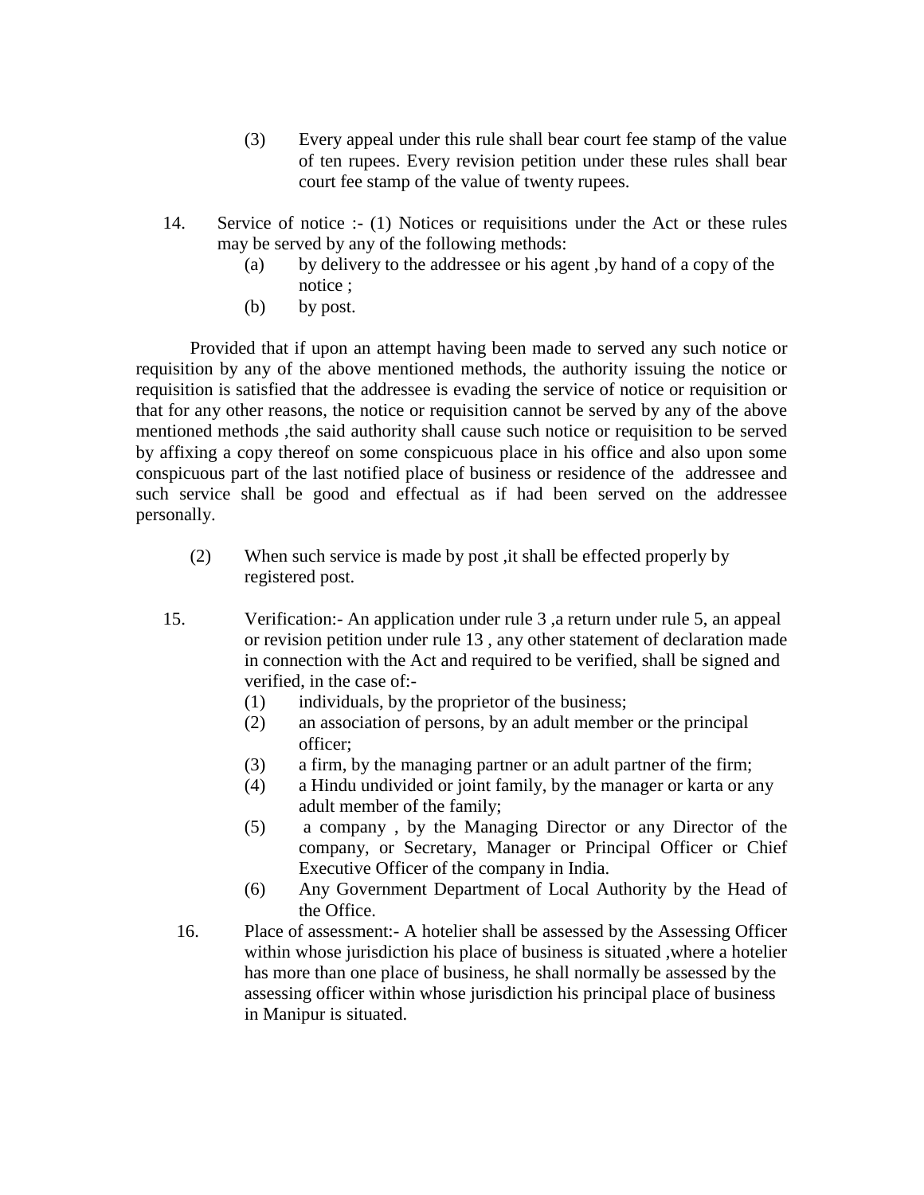(3) Every appeal under this rule shall bear court fee stamp of the value of ten rupees. Every revision petition under these rules shall bear court fee stamp of the value of twenty rupees.

14. Service of notice :- (1) Notices or requisitions under the Act or these rules may be served by any of the following methods:

(a) by delivery to the addressee or his agent ,by hand of a copy of the notice ;

(b) by post.

Provided that if upon an attempt having been made to served any such notice or requisition by any of the above mentioned methods, the authority issuing the notice or requisition is satisfied that the addressee is evading the service of notice or requisition or that for any other reasons, the notice or requisition cannot be served by any of the above mentioned methods ,the said authority shall cause such notice or requisition to be served by affixing a copy thereof on some conspicuous place in his office and also upon some conspicuous part of the last notified place of business or residence of the addressee and such service shall be good and effectual as if had been served on the addressee personally.

(2) When such service is made by post ,it shall be effected properly by registered post.

15. Verification:- An application under rule 3 ,a return under rule 5, an appeal or revision petition under rule 13 , any other statement of declaration made in connection with the Act and required to be verified, shall be signed and verified, in the case of:-

(1) individuals, by the proprietor of the business;

(2) an association of persons, by an adult member or the principal officer;

(3) a firm, by the managing partner or an adult partner of the firm;

(4) a Hindu undivided or joint family, by the manager or karta or any adult member of the family;

(5) a company , by the Managing Director or any Director of the company, or Secretary, Manager or Principal Officer or Chief Executive Officer of the company in India.

(6) Any Government Department of Local Authority by the Head of the Office.

16. Place of assessment:- A hotelier shall be assessed by the Assessing Officer within whose jurisdiction his place of business is situated ,where a hotelier has more than one place of business, he shall normally be assessed by the assessing officer within whose jurisdiction his principal place of business in Manipur is situated.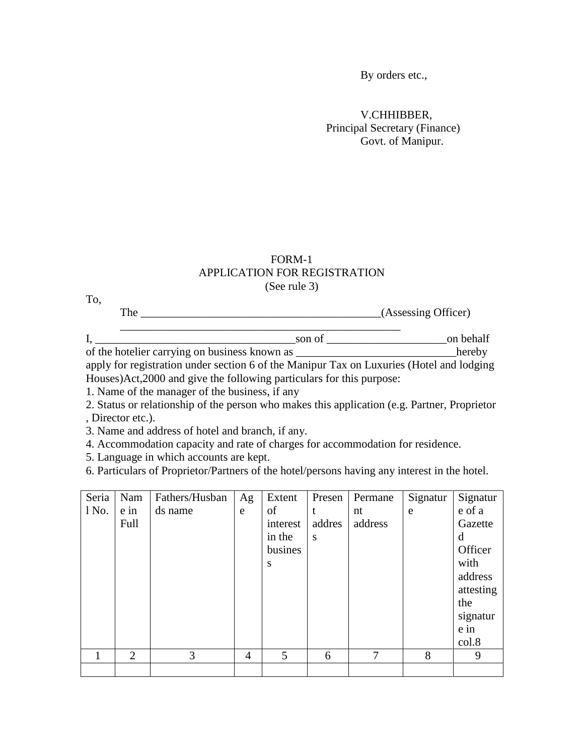By orders etc.,

V.CHHIBBER,
Principal Secretary (Finance)
Govt. of Manipur.

FORM-1
APPLICATION FOR REGISTRATION
(See rule 3)

To,

The ___________________________________________(Assessing Officer)
___________________________________________________

I, ____________________________________son of _____________________on behalf of the hotelier carrying on business known as ____________________________hereby apply for registration under section 6 of the Manipur Tax on Luxuries (Hotel and lodging Houses)Act,2000 and give the following particulars for this purpose:

1. Name of the manager of the business, if any
2. Status or relationship of the person who makes this application (e.g. Partner, Proprietor , Director etc.).
3. Name and address of hotel and branch, if any.
4. Accommodation capacity and rate of charges for accommodation for residence.
5. Language in which accounts are kept.
6. Particulars of Proprietor/Partners of the hotel/persons having any interest in the hotel.

| Serial No. | Name in Full | Fathers/Husbands name | Age | Extent of interest in the business | Present address | Permanent address | Signature | Signature of a Gazetted Officer with address attesting the signature in col.8 |
|---|---|---|---|---|---|---|---|---|
| 1 | 2 | 3 | 4 | 5 | 6 | 7 | 8 | 9 |
| | | | | | | | | |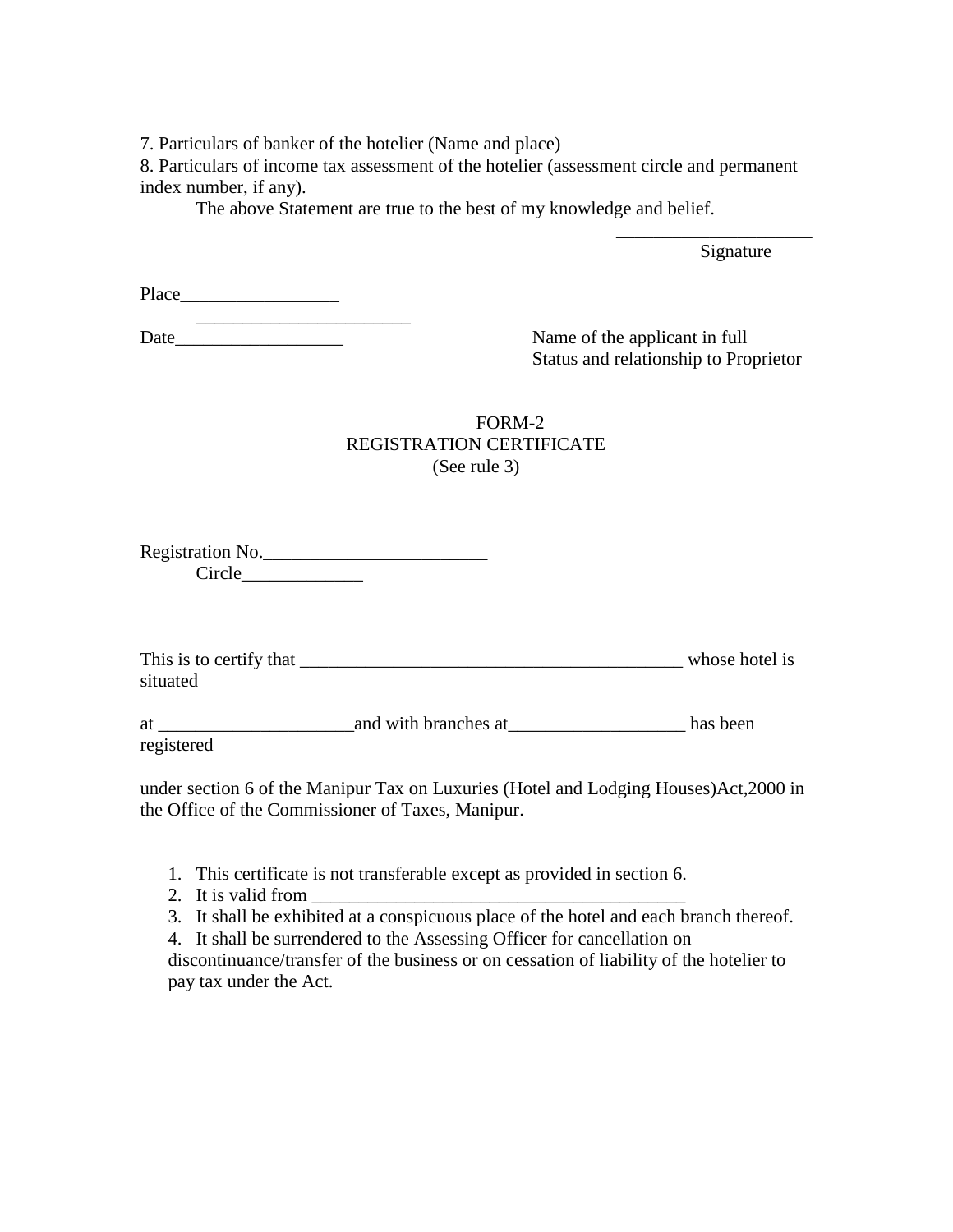7. Particulars of banker of the hotelier (Name and place)

8. Particulars of income tax assessment of the hotelier (assessment circle and permanent index number, if any).

The above Statement are true to the best of my knowledge and belief.

_____________________
Signature

Place_________________

_______________________

Date__________________

Name of the applicant in full
Status and relationship to Proprietor

FORM-2
REGISTRATION CERTIFICATE
(See rule 3)

Registration No.________________________

Circle_____________

This is to certify that _________________________________________ whose hotel is situated

at _____________________and with branches at___________________ has been registered

under section 6 of the Manipur Tax on Luxuries (Hotel and Lodging Houses)Act,2000 in the Office of the Commissioner of Taxes, Manipur.

1. This certificate is not transferable except as provided in section 6.
2. It is valid from ________________________________________
3. It shall be exhibited at a conspicuous place of the hotel and each branch thereof.
4. It shall be surrendered to the Assessing Officer for cancellation on discontinuance/transfer of the business or on cessation of liability of the hotelier to pay tax under the Act.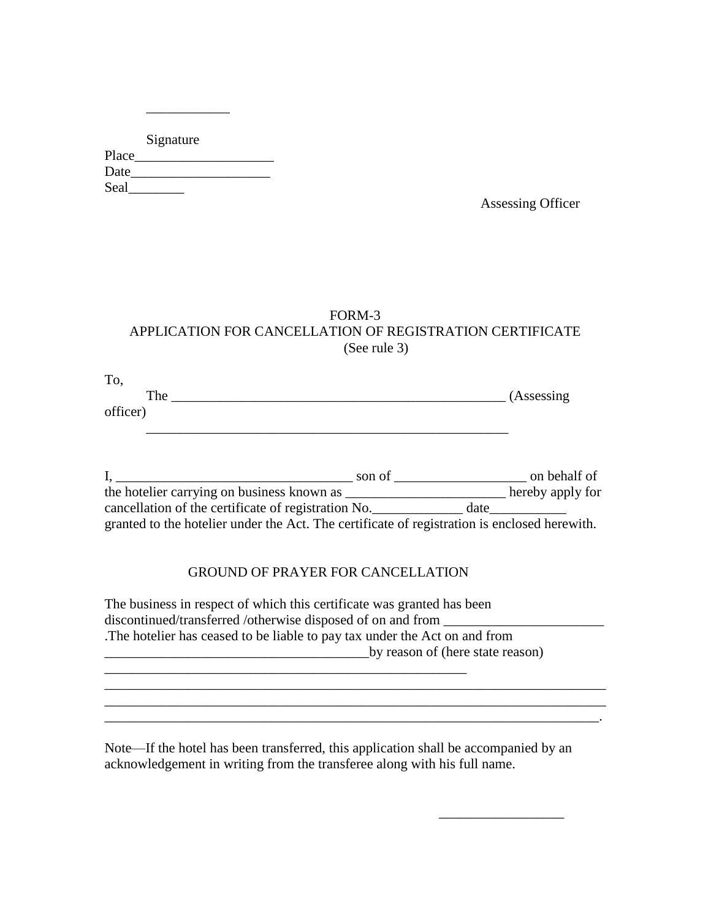\_\_\_\_\_\_\_\_\_\_\_\_

Signature

Place\_\_\_\_\_\_\_\_\_\_\_\_\_\_\_\_\_\_\_\_

Date\_\_\_\_\_\_\_\_\_\_\_\_\_\_\_\_\_\_\_\_

Seal\_\_\_\_\_\_\_\_

Assessing Officer

FORM-3

APPLICATION FOR CANCELLATION OF REGISTRATION CERTIFICATE

(See rule 3)

To,

The \_\_\_\_\_\_\_\_\_\_\_\_\_\_\_\_\_\_\_\_\_\_\_\_\_\_\_\_\_\_\_\_\_\_\_\_\_\_\_\_\_\_\_\_\_\_\_\_\_\_ (Assessing officer)

\_\_\_\_\_\_\_\_\_\_\_\_\_\_\_\_\_\_\_\_\_\_\_\_\_\_\_\_\_\_\_\_\_\_\_\_\_\_\_\_\_\_\_\_\_\_\_\_\_\_\_\_\_\_

I, \_\_\_\_\_\_\_\_\_\_\_\_\_\_\_\_\_\_\_\_\_\_\_\_\_\_\_\_\_\_\_\_\_\_\_ son of \_\_\_\_\_\_\_\_\_\_\_\_\_\_\_\_\_\_\_ on behalf of the hotelier carrying on business known as \_\_\_\_\_\_\_\_\_\_\_\_\_\_\_\_\_\_\_\_\_\_\_ hereby apply for cancellation of the certificate of registration No.\_\_\_\_\_\_\_\_\_\_\_\_\_ date\_\_\_\_\_\_\_\_\_\_\_ granted to the hotelier under the Act. The certificate of registration is enclosed herewith.

GROUND OF PRAYER FOR CANCELLATION

The business in respect of which this certificate was granted has been discontinued/transferred /otherwise disposed of on and from \_\_\_\_\_\_\_\_\_\_\_\_\_\_\_\_\_\_\_\_\_\_\_ .The hotelier has ceased to be liable to pay tax under the Act on and from \_\_\_\_\_\_\_\_\_\_\_\_\_\_\_\_\_\_\_\_\_\_\_\_\_\_\_\_\_\_\_\_\_\_\_\_\_\_\_by reason of (here state reason) \_\_\_\_\_\_\_\_\_\_\_\_\_\_\_\_\_\_\_\_\_\_\_\_\_\_\_\_\_\_\_\_\_\_\_\_\_\_\_\_\_\_\_\_\_\_\_\_\_\_\_\_\_\_
\_\_\_\_\_\_\_\_\_\_\_\_\_\_\_\_\_\_\_\_\_\_\_\_\_\_\_\_\_\_\_\_\_\_\_\_\_\_\_\_\_\_\_\_\_\_\_\_\_\_\_\_\_\_\_\_\_\_\_\_\_\_\_\_\_\_\_\_\_\_\_\_\_
\_\_\_\_\_\_\_\_\_\_\_\_\_\_\_\_\_\_\_\_\_\_\_\_\_\_\_\_\_\_\_\_\_\_\_\_\_\_\_\_\_\_\_\_\_\_\_\_\_\_\_\_\_\_\_\_\_\_\_\_\_\_\_\_\_\_\_\_\_\_\_\_\_
\_\_\_\_\_\_\_\_\_\_\_\_\_\_\_\_\_\_\_\_\_\_\_\_\_\_\_\_\_\_\_\_\_\_\_\_\_\_\_\_\_\_\_\_\_\_\_\_\_\_\_\_\_\_\_\_\_\_\_\_\_\_\_\_\_\_\_\_\_\_\_\_.

Note—If the hotel has been transferred, this application shall be accompanied by an acknowledgement in writing from the transferee along with his full name.

\_\_\_\_\_\_\_\_\_\_\_\_\_\_\_\_\_\_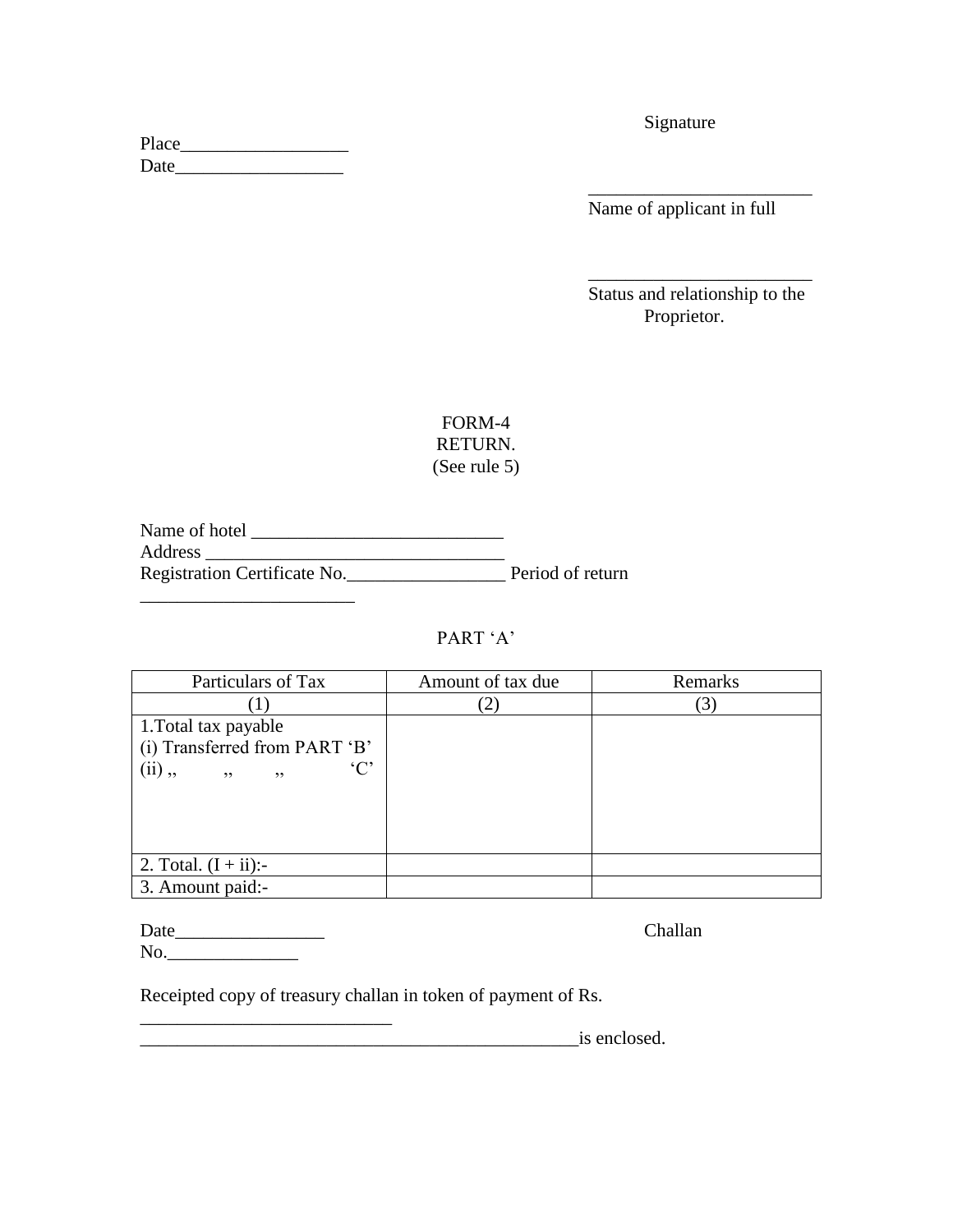Signature

Place__________________
Date__________________

________________________
Name of applicant in full

________________________
Status and relationship to the Proprietor.

FORM-4
RETURN.
(See rule 5)

Name of hotel ___________________________
Address ________________________________
Registration Certificate No._________________ Period of return _______________________

PART 'A'

| Particulars of Tax | Amount of tax due | Remarks |
|---|---|---|
| (1) | (2) | (3) |
| 1.Total tax payable<br>(i) Transferred from PART 'B'<br>(ii) ,, ,, ,, 'C' | | |
| 2. Total. (I + ii):- | | |
| 3. Amount paid:- | | |

Date________________ Challan No.______________

Receipted copy of treasury challan in token of payment of Rs. ___________________________
________________________________________________is enclosed.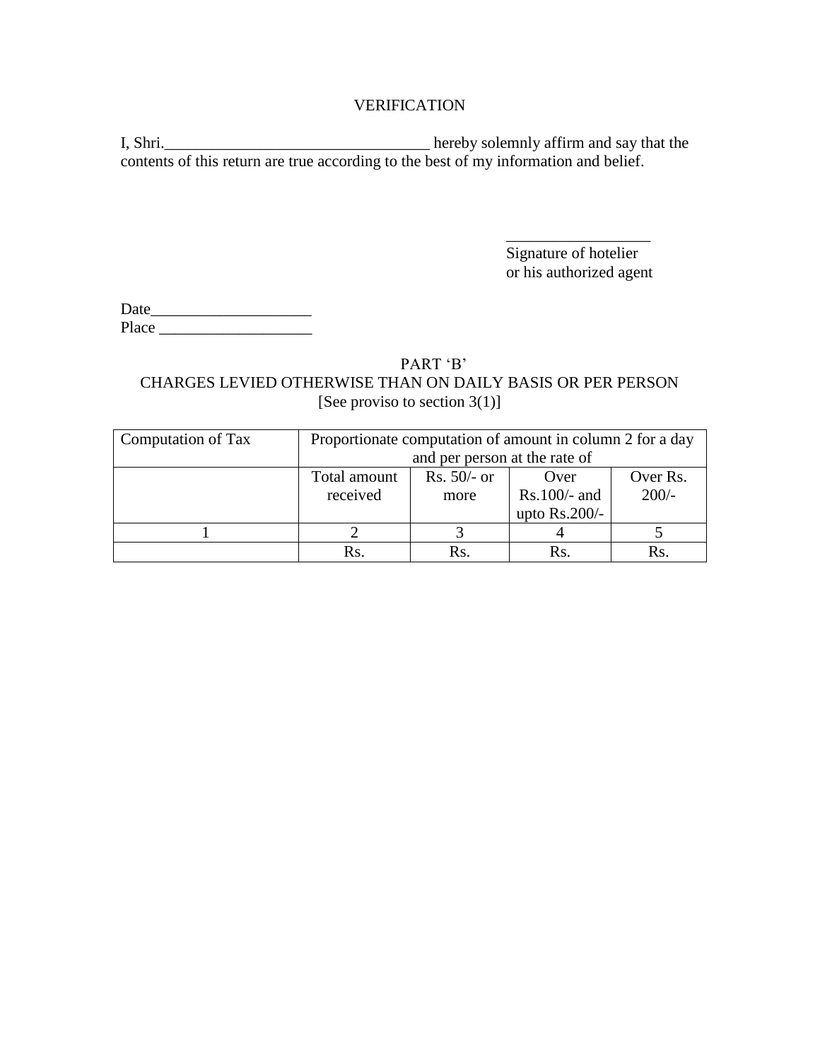VERIFICATION

I, Shri.________________________________ hereby solemnly affirm and say that the contents of this return are true according to the best of my information and belief.

__________________
Signature of hotelier
or his authorized agent

Date____________________
Place ___________________

PART 'B'
CHARGES LEVIED OTHERWISE THAN ON DAILY BASIS OR PER PERSON
[See proviso to section 3(1)]

| Computation of Tax | Proportionate computation of amount in column 2 for a day and per person at the rate of | | | |
|---|---|---|---|---|
| | Total amount received | Rs. 50/- or more | Over Rs.100/- and upto Rs.200/- | Over Rs. 200/- |
| 1 | 2 | 3 | 4 | 5 |
| | Rs. | Rs. | Rs. | Rs. |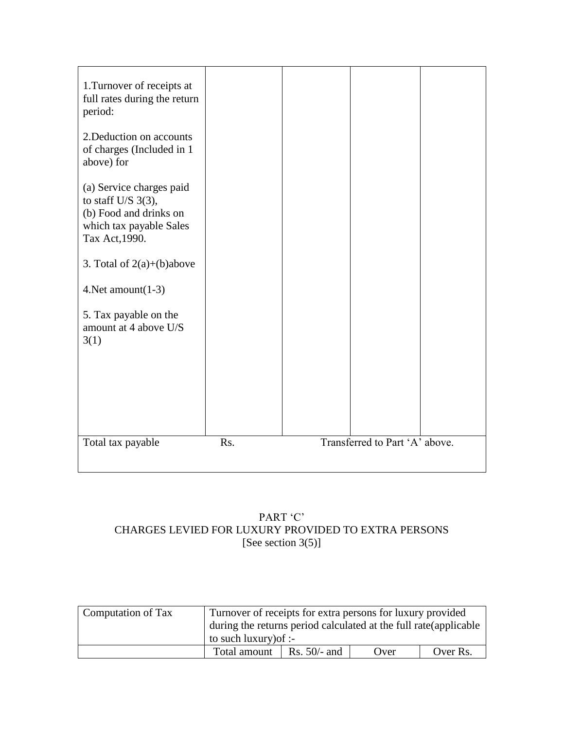| | | | | |
|---|---|---|---|---|
| 1.Turnover of receipts at full rates during the return period:<br><br>2.Deduction on accounts of charges (Included in 1 above) for<br><br>(a) Service charges paid to staff U/S 3(3),<br>(b) Food and drinks on which tax payable Sales Tax Act,1990.<br><br>3. Total of 2(a)+(b)above<br><br>4.Net amount(1-3)<br><br>5. Tax payable on the amount at 4 above U/S 3(1) | | | | |
| Total tax payable | Rs. | Transferred to Part 'A' above. | | |

PART 'C'
CHARGES LEVIED FOR LUXURY PROVIDED TO EXTRA PERSONS
[See section 3(5)]

| Computation of Tax | Turnover of receipts for extra persons for luxury provided during the returns period calculated at the full rate(applicable to such luxury)of :- | | | |
|---|---|---|---|---|
| | Total amount | Rs. 50/- and | Over | Over Rs. |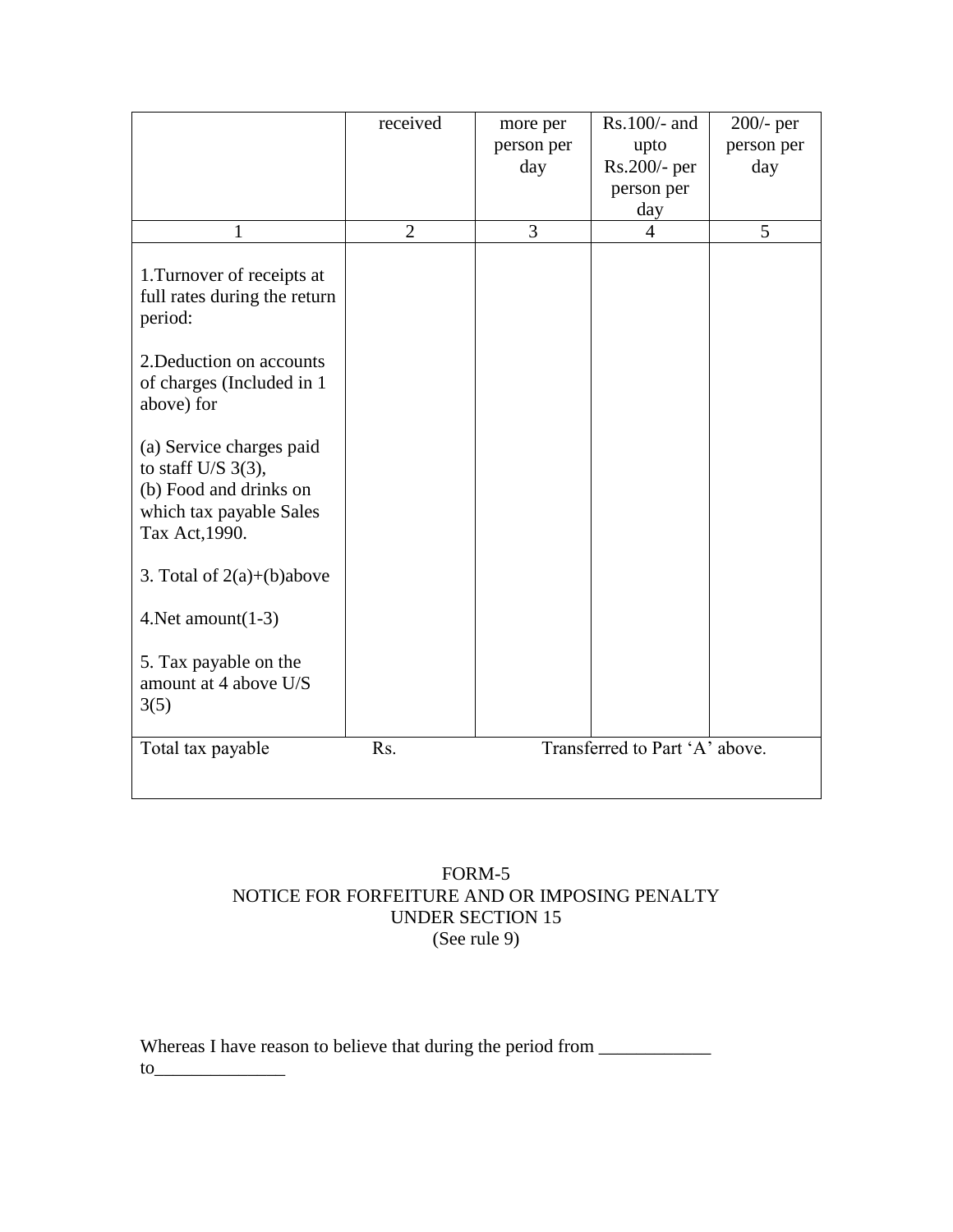| | received | more per person per day | Rs.100/- and upto Rs.200/- per person per day | 200/- per person per day |
|---|---|---|---|---|
| 1 | 2 | 3 | 4 | 5 |
| 1.Turnover of receipts at full rates during the return period:<br><br>2.Deduction on accounts of charges (Included in 1 above) for<br><br>(a) Service charges paid to staff U/S 3(3),<br>(b) Food and drinks on which tax payable Sales Tax Act,1990.<br><br>3. Total of 2(a)+(b)above<br><br>4.Net amount(1-3)<br><br>5. Tax payable on the amount at 4 above U/S 3(5) | | | | |
| Total tax payable | Rs. | Transferred to Part 'A' above. | | |

FORM-5
NOTICE FOR FORFEITURE AND OR IMPOSING PENALTY
UNDER SECTION 15
(See rule 9)

Whereas I have reason to believe that during the period from ____________ to______________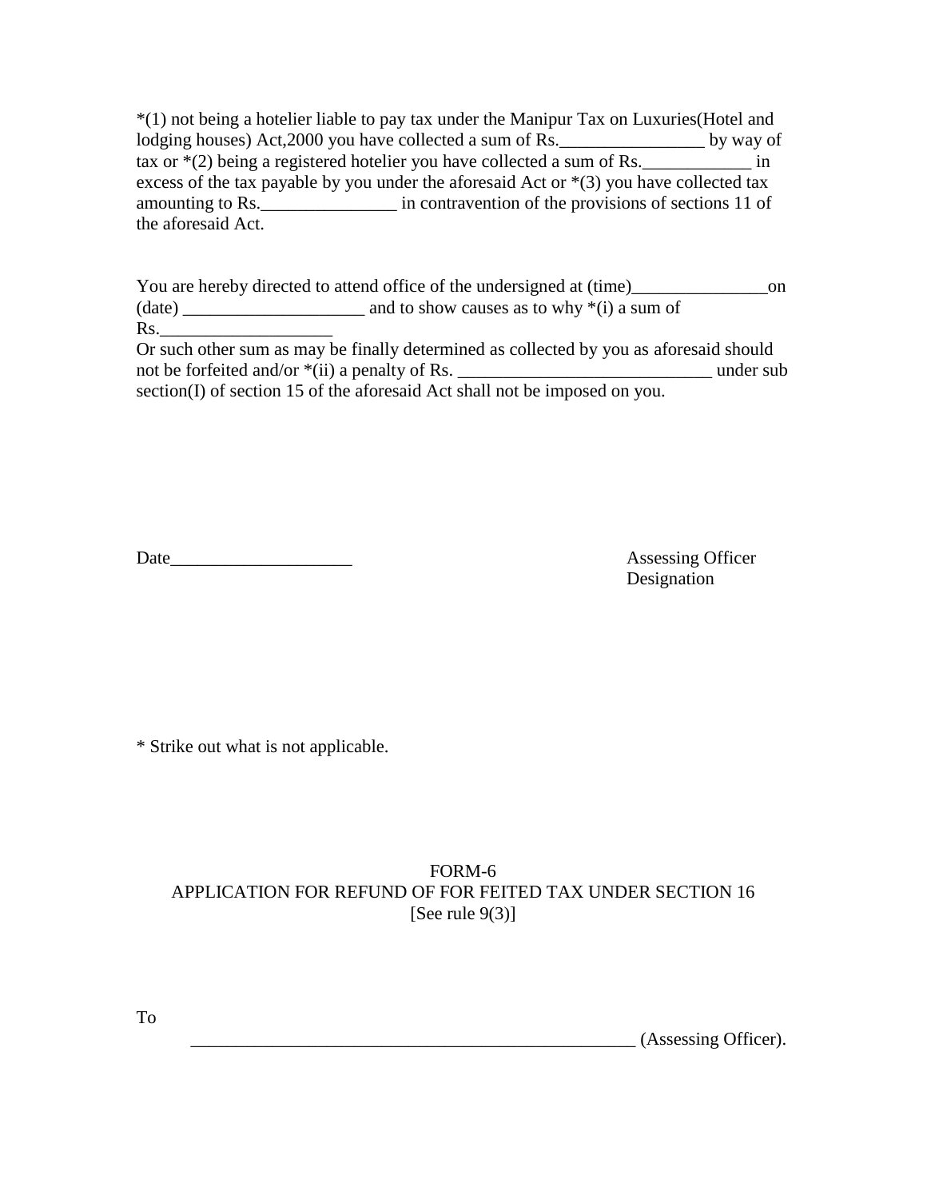*(1) not being a hotelier liable to pay tax under the Manipur Tax on Luxuries(Hotel and lodging houses) Act,2000 you have collected a sum of Rs.________________ by way of tax or *(2) being a registered hotelier you have collected a sum of Rs.____________ in excess of the tax payable by you under the aforesaid Act or *(3) you have collected tax amounting to Rs._______________ in contravention of the provisions of sections 11 of the aforesaid Act.

You are hereby directed to attend office of the undersigned at (time)_______________on (date) ____________________ and to show causes as to why *(i) a sum of Rs.___________________
Or such other sum as may be finally determined as collected by you as aforesaid should not be forfeited and/or *(ii) a penalty of Rs. ____________________________ under sub section(I) of section 15 of the aforesaid Act shall not be imposed on you.

Date____________________

Assessing Officer
Designation

* Strike out what is not applicable.

FORM-6
APPLICATION FOR REFUND OF FOR FEITED TAX UNDER SECTION 16
[See rule 9(3)]

To
___________________________________________________ (Assessing Officer).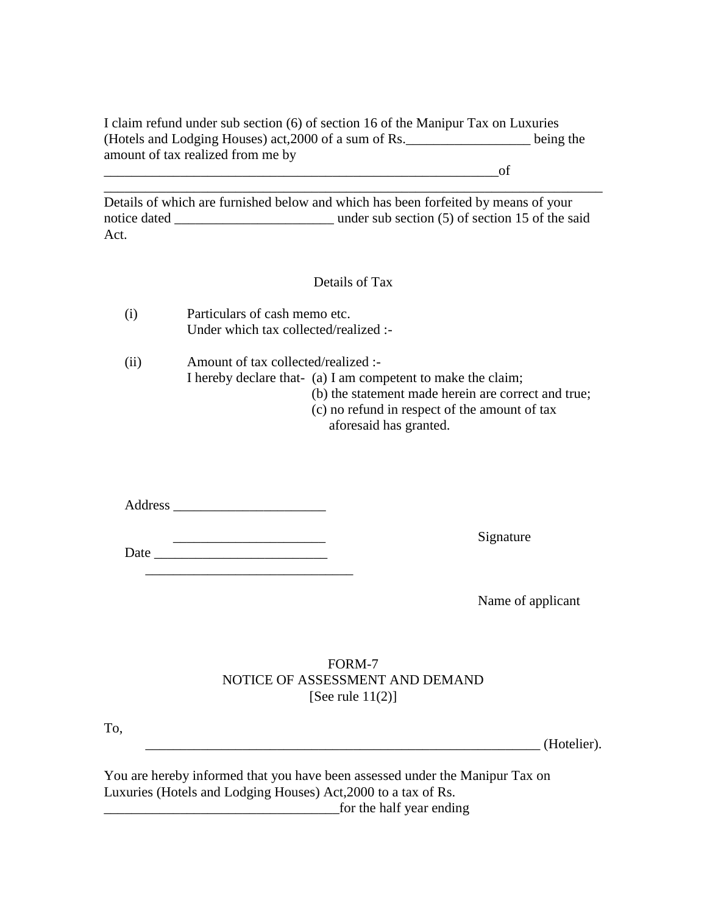I claim refund under sub section (6) of section 16 of the Manipur Tax on Luxuries (Hotels and Lodging Houses) act,2000 of a sum of Rs.__________________ being the amount of tax realized from me by

__________________________________________________________of

__________________________________________________________________________

Details of which are furnished below and which has been forfeited by means of your notice dated _______________________ under sub section (5) of section 15 of the said Act.

Details of Tax

(i) Particulars of cash memo etc.
Under which tax collected/realized :-

(ii) Amount of tax collected/realized :-
I hereby declare that- (a) I am competent to make the claim;
(b) the statement made herein are correct and true;
(c) no refund in respect of the amount of tax aforesaid has granted.

Address ______________________

______________________

Date _________________________

_______________________________

Signature

Name of applicant

FORM-7
NOTICE OF ASSESSMENT AND DEMAND
[See rule 11(2)]

To,
___________________________________________________________ (Hotelier).

You are hereby informed that you have been assessed under the Manipur Tax on Luxuries (Hotels and Lodging Houses) Act,2000 to a tax of Rs. __________________________________for the half year ending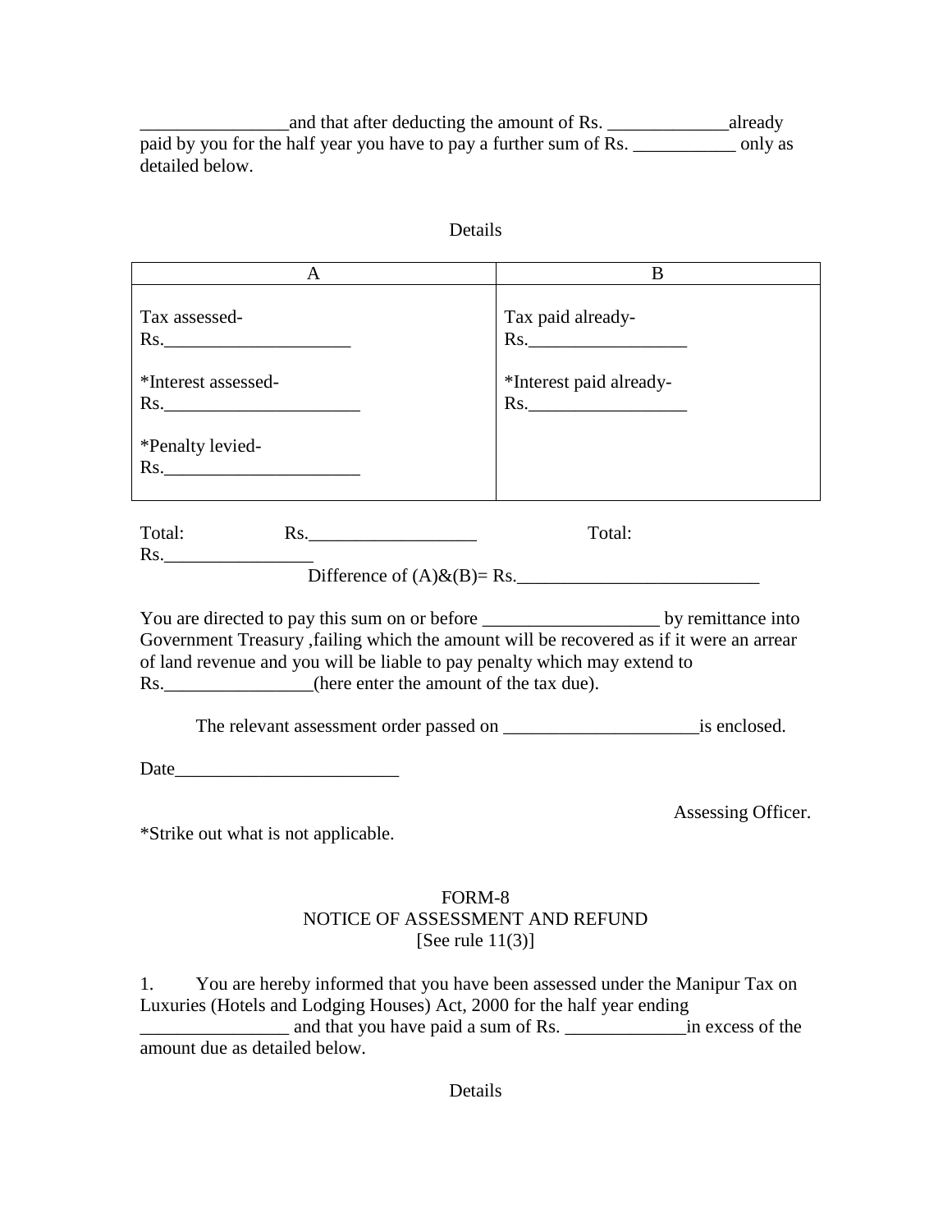________________and that after deducting the amount of Rs. _____________already paid by you for the half year you have to pay a further sum of Rs. ___________ only as detailed below.

Details

| A | B |
|---|---|
| Tax assessed- Rs.____________________ | Tax paid already- Rs._________________ |
| *Interest assessed- Rs._____________________ | *Interest paid already- Rs._________________ |
| *Penalty levied- Rs._____________________ | |

Total: Rs.__________________ Total: Rs.________________

Difference of (A)&(B)= Rs.__________________________

You are directed to pay this sum on or before ___________________ by remittance into Government Treasury ,failing which the amount will be recovered as if it were an arrear of land revenue and you will be liable to pay penalty which may extend to Rs.________________(here enter the amount of the tax due).

The relevant assessment order passed on _____________________is enclosed.

Date________________________

Assessing Officer.

*Strike out what is not applicable.

## FORM-8
## NOTICE OF ASSESSMENT AND REFUND
[See rule 11(3)]

1. You are hereby informed that you have been assessed under the Manipur Tax on Luxuries (Hotels and Lodging Houses) Act, 2000 for the half year ending ________________ and that you have paid a sum of Rs. _____________in excess of the amount due as detailed below.

Details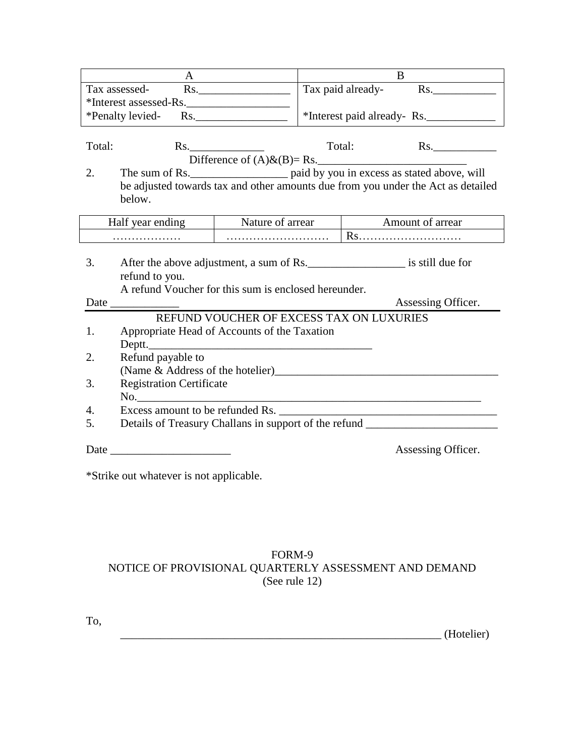| A | B |
| --- | --- |
| Tax assessed- Rs.________________ | Tax paid already- Rs.___________ |
| *Interest assessed-Rs.__________________ | |
| *Penalty levied- Rs.________________ | *Interest paid already- Rs.____________ |

Total: Rs._____________ Total: Rs.___________

Difference of (A)&(B)= Rs.__________________________

2. The sum of Rs._________________ paid by you in excess as stated above, will be adjusted towards tax and other amounts due from you under the Act as detailed below.

| Half year ending | Nature of arrear | Amount of arrear |
| --- | --- | --- |
| ……………… | ……………………… | Rs……………………… |

3. After the above adjustment, a sum of Rs._________________ is still due for refund to you.

   A refund Voucher for this sum is enclosed hereunder.

Date ____________ Assessing Officer.

---

REFUND VOUCHER OF EXCESS TAX ON LUXURIES

1. Appropriate Head of Accounts of the Taxation Deptt.________________________________________
2. Refund payable to (Name & Address of the hotelier)_______________________________________
3. Registration Certificate No.____________________________________________________________
4. Excess amount to be refunded Rs. ______________________________________
5. Details of Treasury Challans in support of the refund _______________________

Date _____________________ Assessing Officer.

*Strike out whatever is not applicable.

## FORM-9

## NOTICE OF PROVISIONAL QUARTERLY ASSESSMENT AND DEMAND

(See rule 12)

To,

__________________________________________________________ (Hotelier)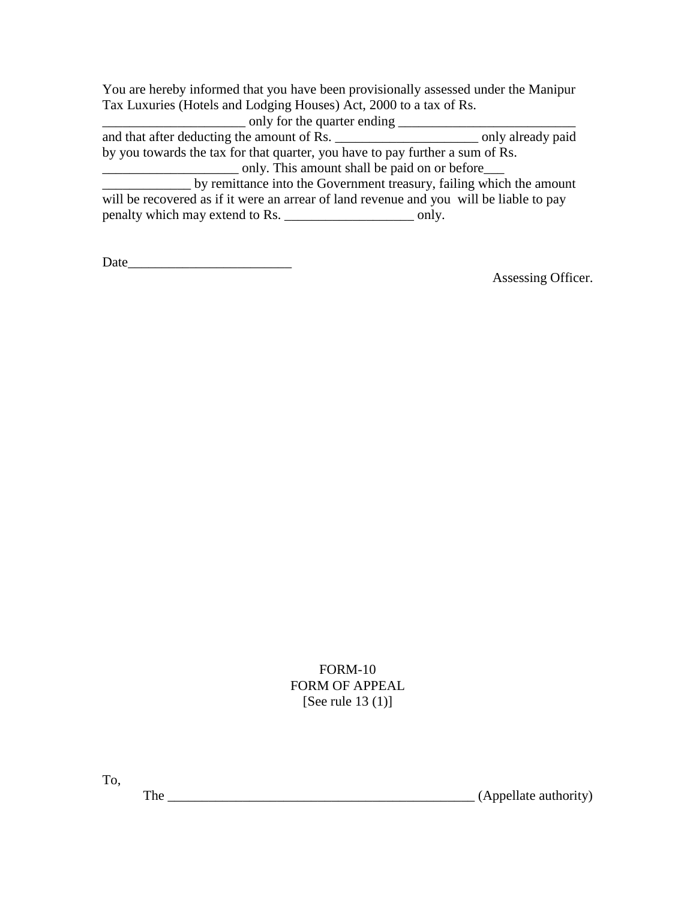You are hereby informed that you have been provisionally assessed under the Manipur Tax Luxuries (Hotels and Lodging Houses) Act, 2000 to a tax of Rs. _____________________ only for the quarter ending ___________________________ and that after deducting the amount of Rs. _____________________ only already paid by you towards the tax for that quarter, you have to pay further a sum of Rs. ____________________ only. This amount shall be paid on or before___ _____________ by remittance into the Government treasury, failing which the amount will be recovered as if it were an arrear of land revenue and you will be liable to pay penalty which may extend to Rs. ___________________ only.

Date________________________

Assessing Officer.

FORM-10
FORM OF APPEAL
[See rule 13 (1)]

To,
The ______________________________________________ (Appellate authority)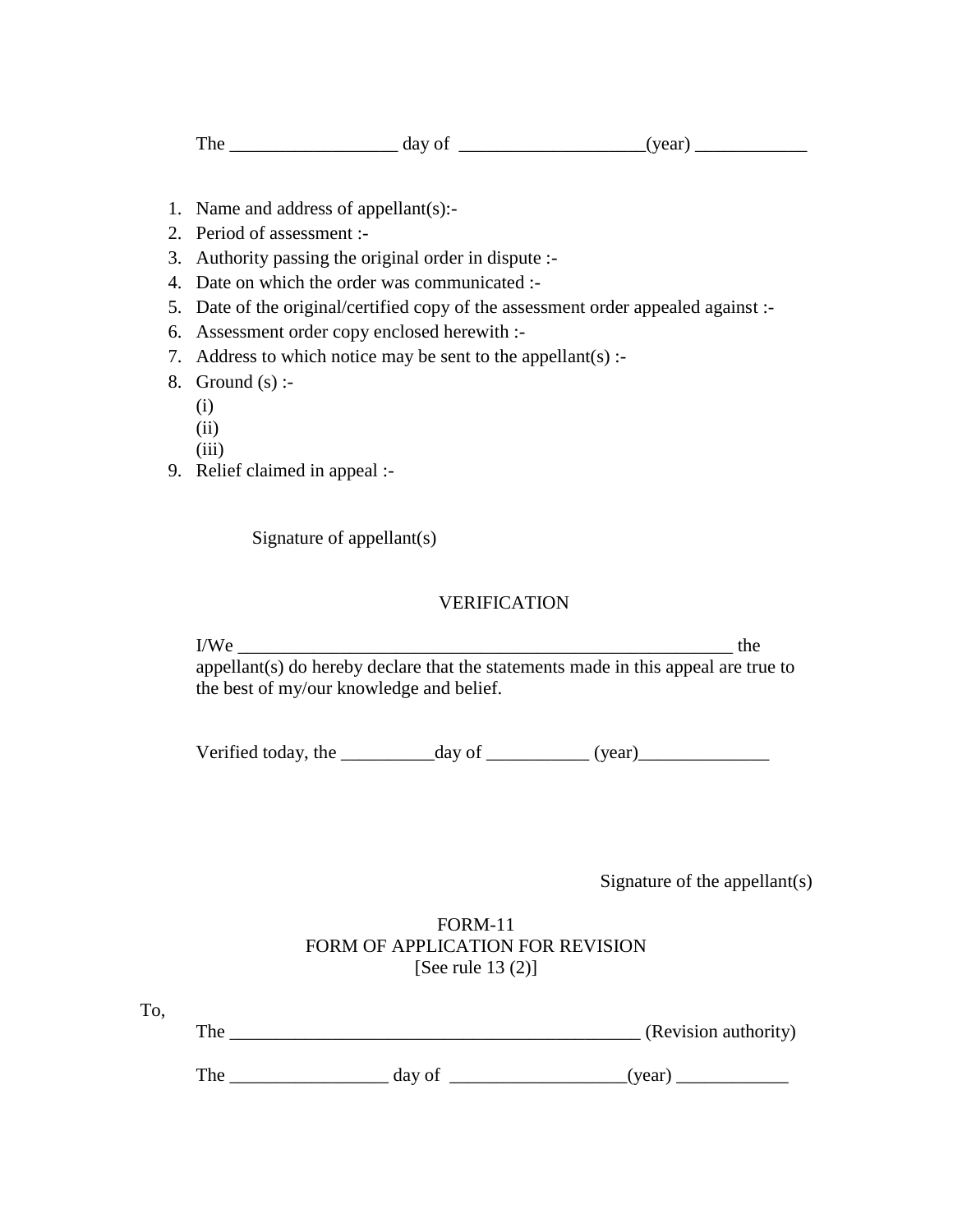The __________________ day of ____________________(year) ____________

1. Name and address of appellant(s):-
2. Period of assessment :-
3. Authority passing the original order in dispute :-
4. Date on which the order was communicated :-
5. Date of the original/certified copy of the assessment order appealed against :-
6. Assessment order copy enclosed herewith :-
7. Address to which notice may be sent to the appellant(s) :-
8. Ground (s) :-
   (i)
   (ii)
   (iii)
9. Relief claimed in appeal :-

Signature of appellant(s)

VERIFICATION

I/We _______________________________________________________ the appellant(s) do hereby declare that the statements made in this appeal are true to the best of my/our knowledge and belief.

Verified today, the __________day of ___________ (year)______________

Signature of the appellant(s)

FORM-11
FORM OF APPLICATION FOR REVISION
[See rule 13 (2)]

To,

The ______________________________________________ (Revision authority)

The _________________ day of ___________________(year) ____________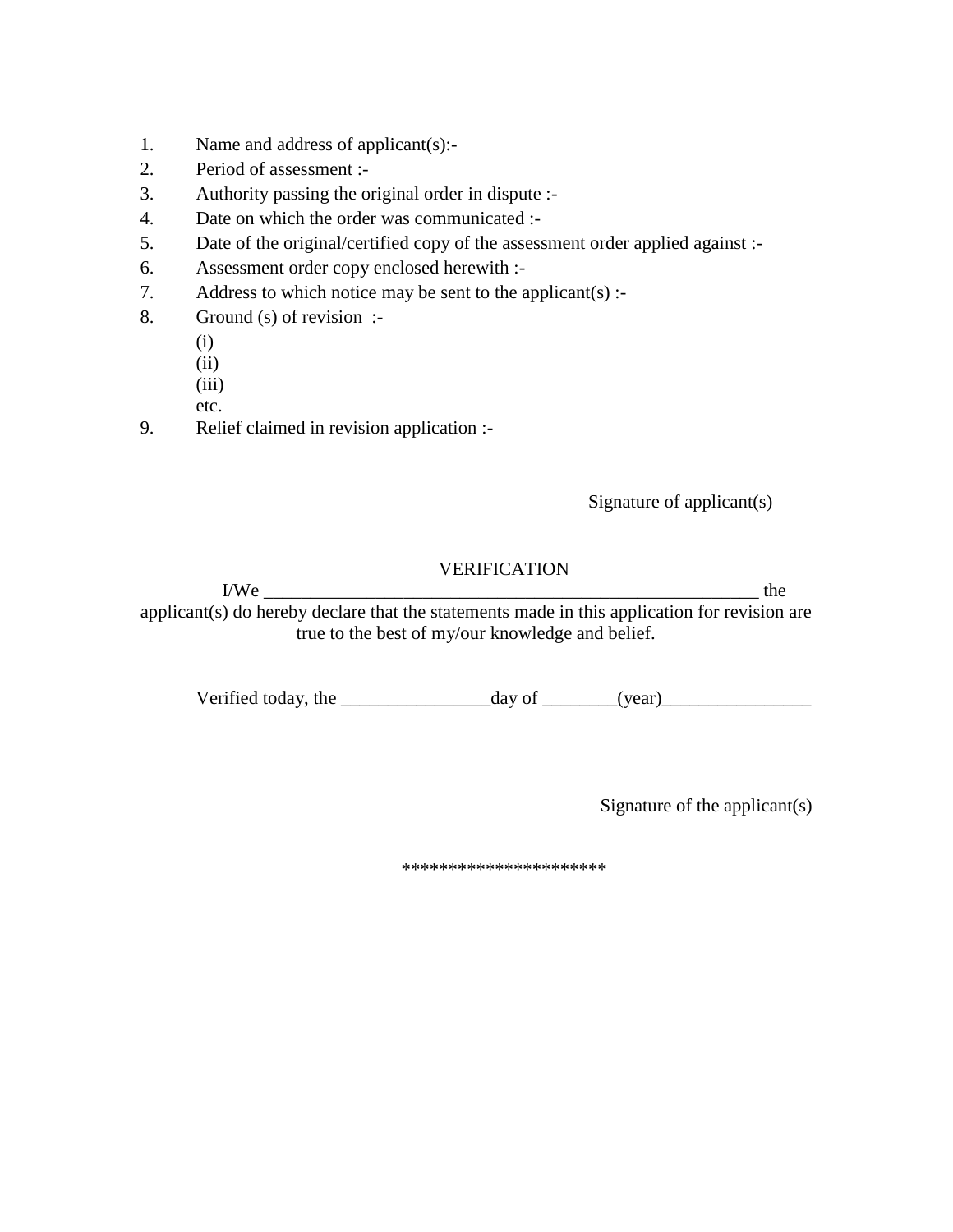1. Name and address of applicant(s):-
2. Period of assessment :-
3. Authority passing the original order in dispute :-
4. Date on which the order was communicated :-
5. Date of the original/certified copy of the assessment order applied against :-
6. Assessment order copy enclosed herewith :-
7. Address to which notice may be sent to the applicant(s) :-
8. Ground (s) of revision :-
   (i)
   (ii)
   (iii)
   etc.
9. Relief claimed in revision application :-

Signature of applicant(s)

VERIFICATION

I/We _______________________________________________________ the applicant(s) do hereby declare that the statements made in this application for revision are true to the best of my/our knowledge and belief.

Verified today, the ________________day of ________(year)________________

Signature of the applicant(s)

*********************